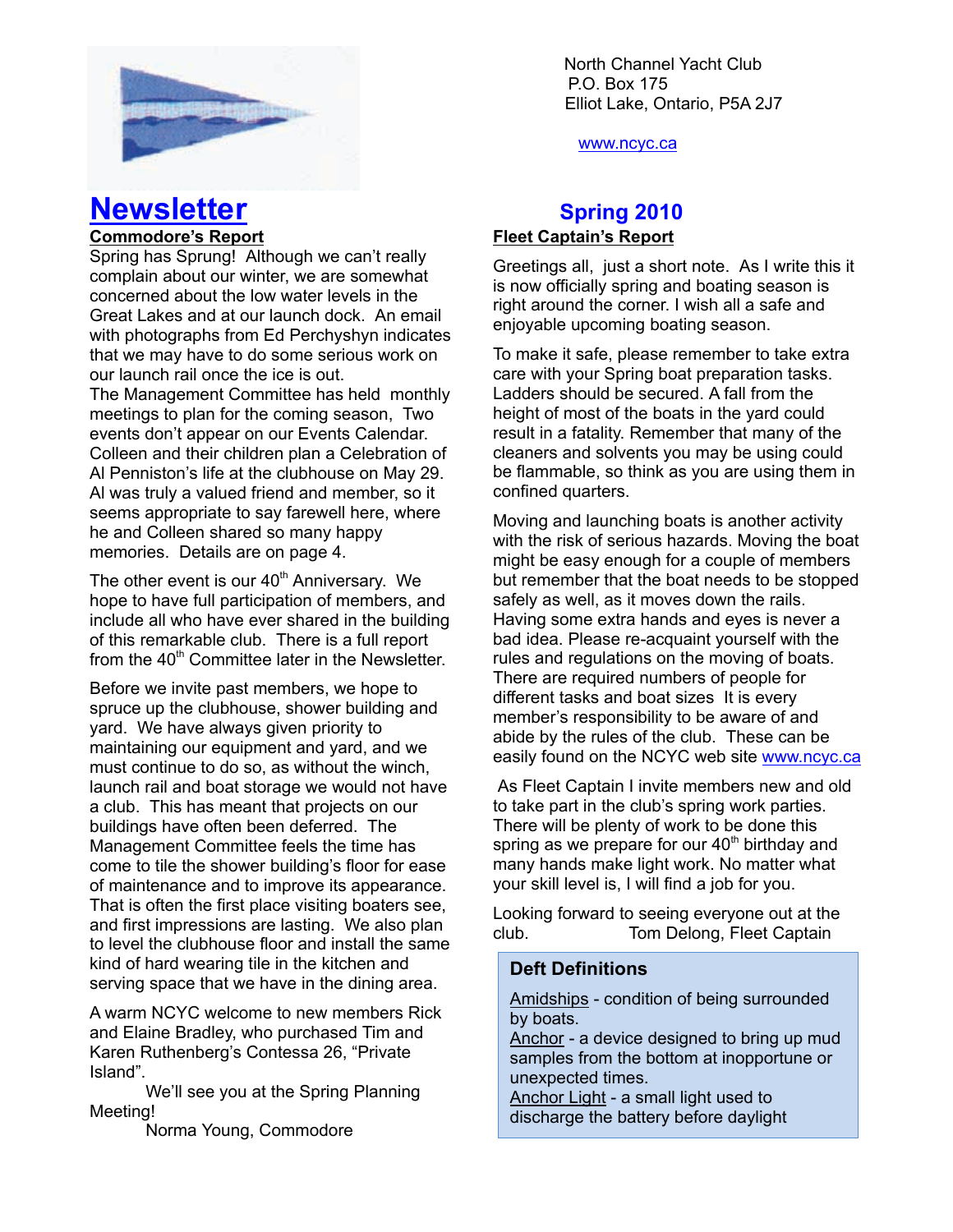North Channel Yacht Club
P.O. Box 175
Elliot Lake, Ontario, P5A 2J7

www.ncyc.ca

# Newsletter

## Spring 2010

### Commodore's Report

Spring has Sprung! Although we can't really complain about our winter, we are somewhat concerned about the low water levels in the Great Lakes and at our launch dock. An email with photographs from Ed Perchyshyn indicates that we may have to do some serious work on our launch rail once the ice is out.
The Management Committee has held monthly meetings to plan for the coming season, Two events don't appear on our Events Calendar. Colleen and their children plan a Celebration of Al Penniston's life at the clubhouse on May 29. Al was truly a valued friend and member, so it seems appropriate to say farewell here, where he and Colleen shared so many happy memories. Details are on page 4.

The other event is our 40th Anniversary. We hope to have full participation of members, and include all who have ever shared in the building of this remarkable club. There is a full report from the 40th Committee later in the Newsletter.

Before we invite past members, we hope to spruce up the clubhouse, shower building and yard. We have always given priority to maintaining our equipment and yard, and we must continue to do so, as without the winch, launch rail and boat storage we would not have a club. This has meant that projects on our buildings have often been deferred. The Management Committee feels the time has come to tile the shower building's floor for ease of maintenance and to improve its appearance. That is often the first place visiting boaters see, and first impressions are lasting. We also plan to level the clubhouse floor and install the same kind of hard wearing tile in the kitchen and serving space that we have in the dining area.

A warm NCYC welcome to new members Rick and Elaine Bradley, who purchased Tim and Karen Ruthenberg's Contessa 26, "Private Island".

We'll see you at the Spring Planning Meeting!

Norma Young, Commodore

### Fleet Captain's Report

Greetings all, just a short note. As I write this it is now officially spring and boating season is right around the corner. I wish all a safe and enjoyable upcoming boating season.

To make it safe, please remember to take extra care with your Spring boat preparation tasks. Ladders should be secured. A fall from the height of most of the boats in the yard could result in a fatality. Remember that many of the cleaners and solvents you may be using could be flammable, so think as you are using them in confined quarters.

Moving and launching boats is another activity with the risk of serious hazards. Moving the boat might be easy enough for a couple of members but remember that the boat needs to be stopped safely as well, as it moves down the rails. Having some extra hands and eyes is never a bad idea. Please re-acquaint yourself with the rules and regulations on the moving of boats. There are required numbers of people for different tasks and boat sizes It is every member's responsibility to be aware of and abide by the rules of the club. These can be easily found on the NCYC web site www.ncyc.ca

As Fleet Captain I invite members new and old to take part in the club's spring work parties. There will be plenty of work to be done this spring as we prepare for our 40th birthday and many hands make light work. No matter what your skill level is, I will find a job for you.

Looking forward to seeing everyone out at the club.

Tom Delong, Fleet Captain

### Deft Definitions

Amidships - condition of being surrounded by boats.
Anchor - a device designed to bring up mud samples from the bottom at inopportune or unexpected times.
Anchor Light - a small light used to discharge the battery before daylight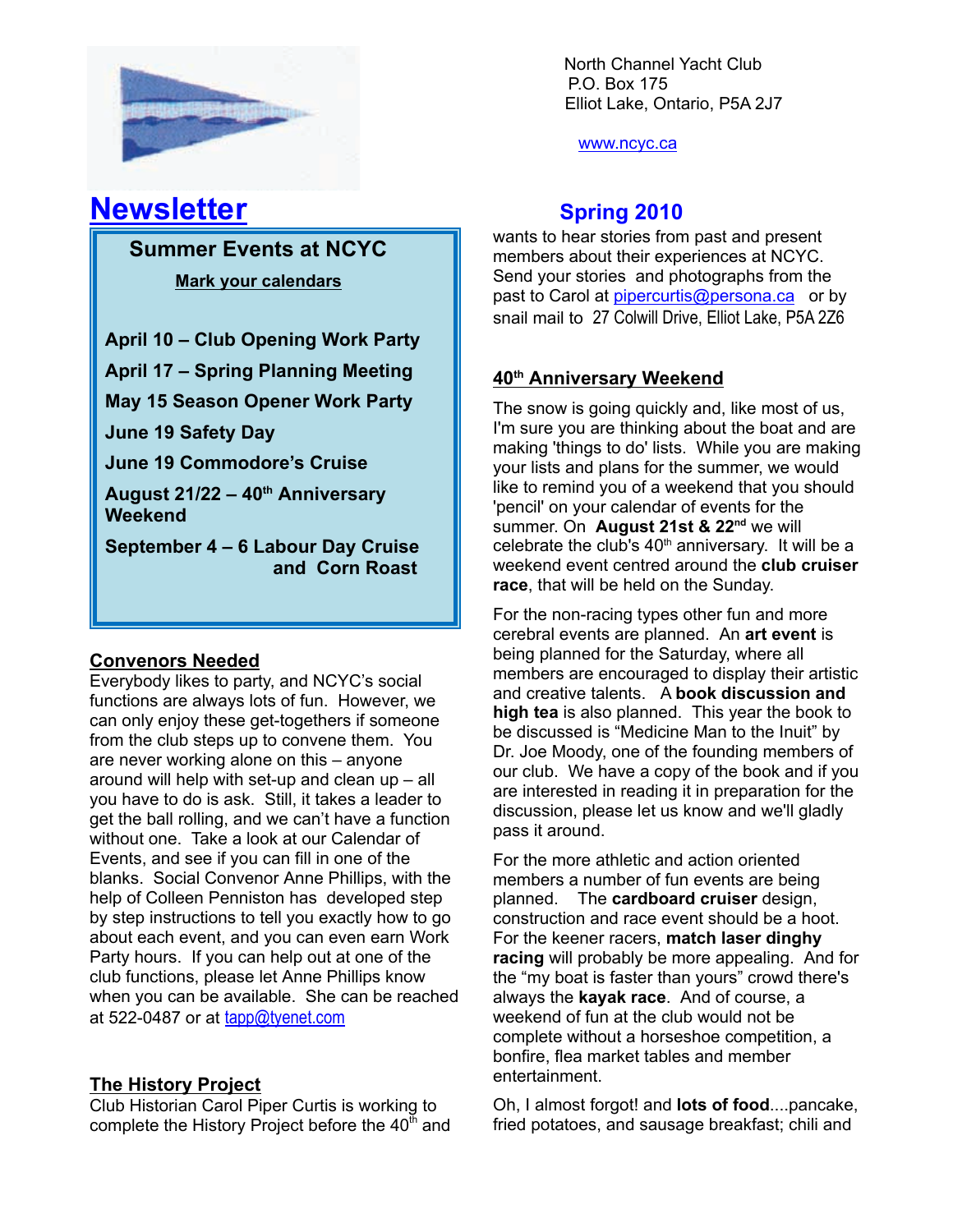North Channel Yacht Club
P.O. Box 175
Elliot Lake, Ontario, P5A 2J7

www.ncyc.ca

# Newsletter

## Spring 2010

### Summer Events at NCYC

**Mark your calendars**

**April 10 – Club Opening Work Party**

**April 17 – Spring Planning Meeting**

**May 15 Season Opener Work Party**

**June 19 Safety Day**

**June 19 Commodore's Cruise**

**August 21/22 – 40th Anniversary Weekend**

**September 4 – 6 Labour Day Cruise and Corn Roast**

### Convenors Needed

Everybody likes to party, and NCYC's social functions are always lots of fun. However, we can only enjoy these get-togethers if someone from the club steps up to convene them. You are never working alone on this – anyone around will help with set-up and clean up – all you have to do is ask. Still, it takes a leader to get the ball rolling, and we can't have a function without one. Take a look at our Calendar of Events, and see if you can fill in one of the blanks. Social Convenor Anne Phillips, with the help of Colleen Penniston has developed step by step instructions to tell you exactly how to go about each event, and you can even earn Work Party hours. If you can help out at one of the club functions, please let Anne Phillips know when you can be available. She can be reached at 522-0487 or at tapp@tyenet.com

### The History Project

Club Historian Carol Piper Curtis is working to complete the History Project before the 40th and wants to hear stories from past and present members about their experiences at NCYC. Send your stories and photographs from the past to Carol at pipercurtis@persona.ca or by snail mail to 27 Colwill Drive, Elliot Lake, P5A 2Z6

### 40th Anniversary Weekend

The snow is going quickly and, like most of us, I'm sure you are thinking about the boat and are making 'things to do' lists. While you are making your lists and plans for the summer, we would like to remind you of a weekend that you should 'pencil' on your calendar of events for the summer. On **August 21st & 22nd** we will celebrate the club's 40th anniversary. It will be a weekend event centred around the **club cruiser race**, that will be held on the Sunday.

For the non-racing types other fun and more cerebral events are planned. An **art event** is being planned for the Saturday, where all members are encouraged to display their artistic and creative talents. A **book discussion and high tea** is also planned. This year the book to be discussed is "Medicine Man to the Inuit" by Dr. Joe Moody, one of the founding members of our club. We have a copy of the book and if you are interested in reading it in preparation for the discussion, please let us know and we'll gladly pass it around.

For the more athletic and action oriented members a number of fun events are being planned. The **cardboard cruiser** design, construction and race event should be a hoot. For the keener racers, **match laser dinghy racing** will probably be more appealing. And for the "my boat is faster than yours" crowd there's always the **kayak race**. And of course, a weekend of fun at the club would not be complete without a horseshoe competition, a bonfire, flea market tables and member entertainment.

Oh, I almost forgot! and **lots of food**....pancake, fried potatoes, and sausage breakfast; chili and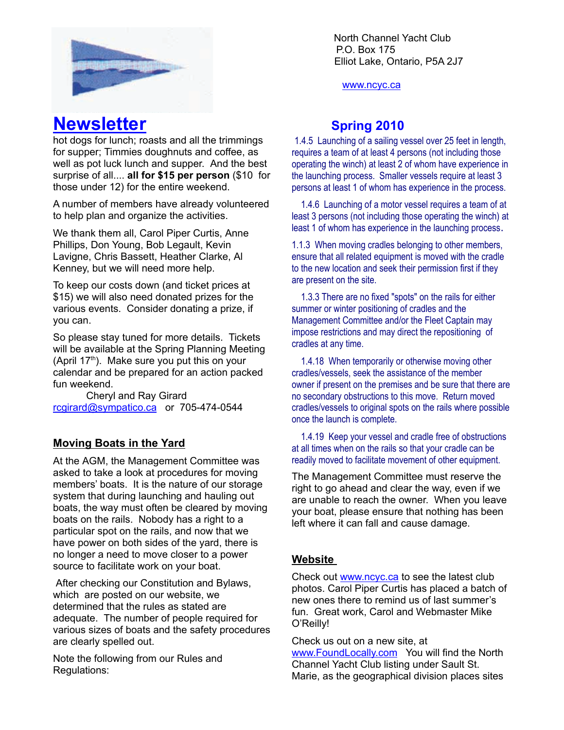North Channel Yacht Club
P.O. Box 175
Elliot Lake, Ontario, P5A 2J7

www.ncyc.ca

# Newsletter

## Spring 2010

hot dogs for lunch; roasts and all the trimmings for supper; Timmies doughnuts and coffee, as well as pot luck lunch and supper. And the best surprise of all.... **all for $15 per person** ($10 for those under 12) for the entire weekend.

A number of members have already volunteered to help plan and organize the activities.

We thank them all, Carol Piper Curtis, Anne Phillips, Don Young, Bob Legault, Kevin Lavigne, Chris Bassett, Heather Clarke, Al Kenney, but we will need more help.

To keep our costs down (and ticket prices at $15) we will also need donated prizes for the various events. Consider donating a prize, if you can.

So please stay tuned for more details. Tickets will be available at the Spring Planning Meeting (April 17th). Make sure you put this on your calendar and be prepared for an action packed fun weekend.

Cheryl and Ray Girard
rcgirard@sympatico.ca or 705-474-0544

### Moving Boats in the Yard

At the AGM, the Management Committee was asked to take a look at procedures for moving members' boats. It is the nature of our storage system that during launching and hauling out boats, the way must often be cleared by moving boats on the rails. Nobody has a right to a particular spot on the rails, and now that we have power on both sides of the yard, there is no longer a need to move closer to a power source to facilitate work on your boat.

After checking our Constitution and Bylaws, which are posted on our website, we determined that the rules as stated are adequate. The number of people required for various sizes of boats and the safety procedures are clearly spelled out.

Note the following from our Rules and Regulations:

1.4.5 Launching of a sailing vessel over 25 feet in length, requires a team of at least 4 persons (not including those operating the winch) at least 2 of whom have experience in the launching process. Smaller vessels require at least 3 persons at least 1 of whom has experience in the process.

1.4.6 Launching of a motor vessel requires a team of at least 3 persons (not including those operating the winch) at least 1 of whom has experience in the launching process.

1.1.3 When moving cradles belonging to other members, ensure that all related equipment is moved with the cradle to the new location and seek their permission first if they are present on the site.

1.3.3 There are no fixed "spots" on the rails for either summer or winter positioning of cradles and the Management Committee and/or the Fleet Captain may impose restrictions and may direct the repositioning of cradles at any time.

1.4.18 When temporarily or otherwise moving other cradles/vessels, seek the assistance of the member owner if present on the premises and be sure that there are no secondary obstructions to this move. Return moved cradles/vessels to original spots on the rails where possible once the launch is complete.

1.4.19 Keep your vessel and cradle free of obstructions at all times when on the rails so that your cradle can be readily moved to facilitate movement of other equipment.

The Management Committee must reserve the right to go ahead and clear the way, even if we are unable to reach the owner. When you leave your boat, please ensure that nothing has been left where it can fall and cause damage.

### Website

Check out www.ncyc.ca to see the latest club photos. Carol Piper Curtis has placed a batch of new ones there to remind us of last summer's fun. Great work, Carol and Webmaster Mike O'Reilly!

Check us out on a new site, at www.FoundLocally.com You will find the North Channel Yacht Club listing under Sault St. Marie, as the geographical division places sites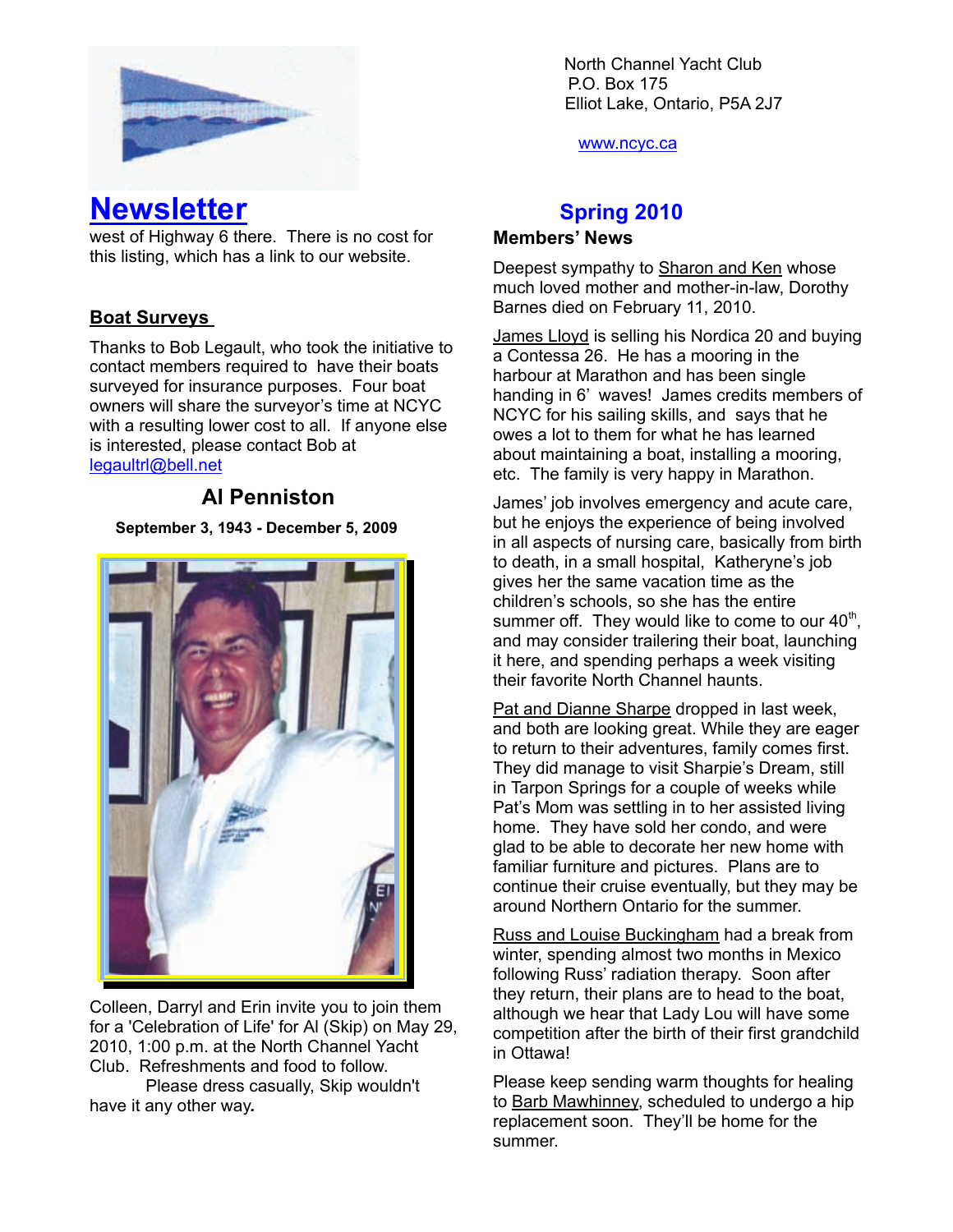North Channel Yacht Club
P.O. Box 175
Elliot Lake, Ontario, P5A 2J7

www.ncyc.ca

# Newsletter

## Spring 2010

west of Highway 6 there. There is no cost for this listing, which has a link to our website.

### Boat Surveys

Thanks to Bob Legault, who took the initiative to contact members required to have their boats surveyed for insurance purposes. Four boat owners will share the surveyor's time at NCYC with a resulting lower cost to all. If anyone else is interested, please contact Bob at legaultrl@bell.net

### Al Penniston

**September 3, 1943 - December 5, 2009**

Colleen, Darryl and Erin invite you to join them for a 'Celebration of Life' for Al (Skip) on May 29, 2010, 1:00 p.m. at the North Channel Yacht Club. Refreshments and food to follow.

Please dress casually, Skip wouldn't have it any other way.

### Members' News

Deepest sympathy to Sharon and Ken whose much loved mother and mother-in-law, Dorothy Barnes died on February 11, 2010.

James Lloyd is selling his Nordica 20 and buying a Contessa 26. He has a mooring in the harbour at Marathon and has been single handing in 6' waves! James credits members of NCYC for his sailing skills, and says that he owes a lot to them for what he has learned about maintaining a boat, installing a mooring, etc. The family is very happy in Marathon.

James' job involves emergency and acute care, but he enjoys the experience of being involved in all aspects of nursing care, basically from birth to death, in a small hospital, Katheryne's job gives her the same vacation time as the children's schools, so she has the entire summer off. They would like to come to our 40th, and may consider trailering their boat, launching it here, and spending perhaps a week visiting their favorite North Channel haunts.

Pat and Dianne Sharpe dropped in last week, and both are looking great. While they are eager to return to their adventures, family comes first. They did manage to visit Sharpie's Dream, still in Tarpon Springs for a couple of weeks while Pat's Mom was settling in to her assisted living home. They have sold her condo, and were glad to be able to decorate her new home with familiar furniture and pictures. Plans are to continue their cruise eventually, but they may be around Northern Ontario for the summer.

Russ and Louise Buckingham had a break from winter, spending almost two months in Mexico following Russ' radiation therapy. Soon after they return, their plans are to head to the boat, although we hear that Lady Lou will have some competition after the birth of their first grandchild in Ottawa!

Please keep sending warm thoughts for healing to Barb Mawhinney, scheduled to undergo a hip replacement soon. They'll be home for the summer.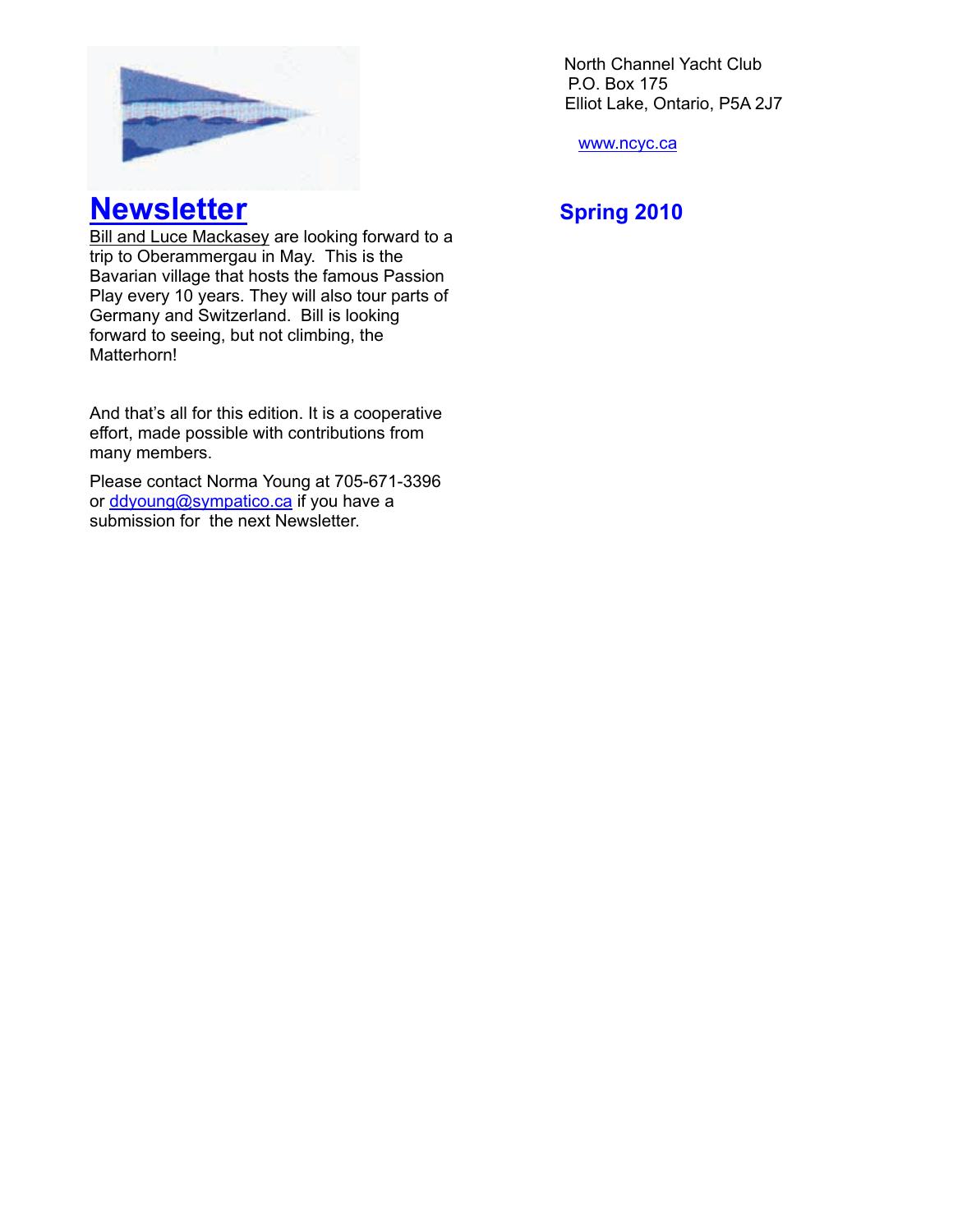North Channel Yacht Club
P.O. Box 175
Elliot Lake, Ontario, P5A 2J7

www.ncyc.ca

# Newsletter

## Spring 2010

Bill and Luce Mackasey are looking forward to a trip to Oberammergau in May. This is the Bavarian village that hosts the famous Passion Play every 10 years. They will also tour parts of Germany and Switzerland. Bill is looking forward to seeing, but not climbing, the Matterhorn!

And that's all for this edition. It is a cooperative effort, made possible with contributions from many members.

Please contact Norma Young at 705-671-3396 or ddyoung@sympatico.ca if you have a submission for the next Newsletter.